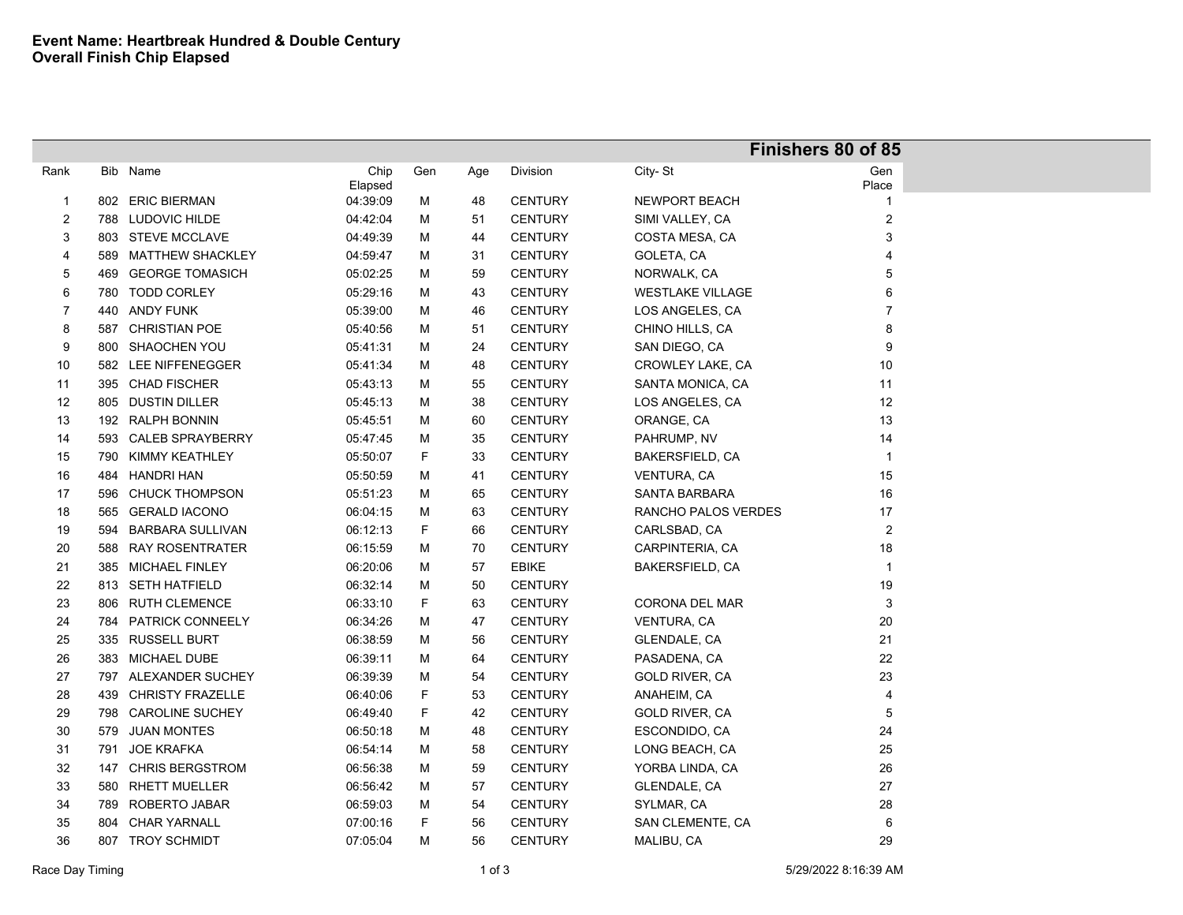**Event Name: Heartbreak Hundred & Double Century**
**Overall Finish Chip Elapsed**

**Finishers 80 of 85**

| Rank | Bib | Name | Chip Elapsed | Gen | Age | Division | City- St | Gen Place |
|---|---|---|---|---|---|---|---|---|
| 1 | 802 | ERIC BIERMAN | 04:39:09 | M | 48 | CENTURY | NEWPORT BEACH | 1 |
| 2 | 788 | LUDOVIC HILDE | 04:42:04 | M | 51 | CENTURY | SIMI VALLEY, CA | 2 |
| 3 | 803 | STEVE MCCLAVE | 04:49:39 | M | 44 | CENTURY | COSTA MESA, CA | 3 |
| 4 | 589 | MATTHEW SHACKLEY | 04:59:47 | M | 31 | CENTURY | GOLETA, CA | 4 |
| 5 | 469 | GEORGE TOMASICH | 05:02:25 | M | 59 | CENTURY | NORWALK, CA | 5 |
| 6 | 780 | TODD CORLEY | 05:29:16 | M | 43 | CENTURY | WESTLAKE VILLAGE | 6 |
| 7 | 440 | ANDY FUNK | 05:39:00 | M | 46 | CENTURY | LOS ANGELES, CA | 7 |
| 8 | 587 | CHRISTIAN POE | 05:40:56 | M | 51 | CENTURY | CHINO HILLS, CA | 8 |
| 9 | 800 | SHAOCHEN YOU | 05:41:31 | M | 24 | CENTURY | SAN DIEGO, CA | 9 |
| 10 | 582 | LEE NIFFENEGGER | 05:41:34 | M | 48 | CENTURY | CROWLEY LAKE, CA | 10 |
| 11 | 395 | CHAD FISCHER | 05:43:13 | M | 55 | CENTURY | SANTA MONICA, CA | 11 |
| 12 | 805 | DUSTIN DILLER | 05:45:13 | M | 38 | CENTURY | LOS ANGELES, CA | 12 |
| 13 | 192 | RALPH BONNIN | 05:45:51 | M | 60 | CENTURY | ORANGE, CA | 13 |
| 14 | 593 | CALEB SPRAYBERRY | 05:47:45 | M | 35 | CENTURY | PAHRUMP, NV | 14 |
| 15 | 790 | KIMMY KEATHLEY | 05:50:07 | F | 33 | CENTURY | BAKERSFIELD, CA | 1 |
| 16 | 484 | HANDRI HAN | 05:50:59 | M | 41 | CENTURY | VENTURA, CA | 15 |
| 17 | 596 | CHUCK THOMPSON | 05:51:23 | M | 65 | CENTURY | SANTA BARBARA | 16 |
| 18 | 565 | GERALD IACONO | 06:04:15 | M | 63 | CENTURY | RANCHO PALOS VERDES | 17 |
| 19 | 594 | BARBARA SULLIVAN | 06:12:13 | F | 66 | CENTURY | CARLSBAD, CA | 2 |
| 20 | 588 | RAY ROSENTRATER | 06:15:59 | M | 70 | CENTURY | CARPINTERIA, CA | 18 |
| 21 | 385 | MICHAEL FINLEY | 06:20:06 | M | 57 | EBIKE | BAKERSFIELD, CA | 1 |
| 22 | 813 | SETH HATFIELD | 06:32:14 | M | 50 | CENTURY | | 19 |
| 23 | 806 | RUTH CLEMENCE | 06:33:10 | F | 63 | CENTURY | CORONA DEL MAR | 3 |
| 24 | 784 | PATRICK CONNEELY | 06:34:26 | M | 47 | CENTURY | VENTURA, CA | 20 |
| 25 | 335 | RUSSELL BURT | 06:38:59 | M | 56 | CENTURY | GLENDALE, CA | 21 |
| 26 | 383 | MICHAEL DUBE | 06:39:11 | M | 64 | CENTURY | PASADENA, CA | 22 |
| 27 | 797 | ALEXANDER SUCHEY | 06:39:39 | M | 54 | CENTURY | GOLD RIVER, CA | 23 |
| 28 | 439 | CHRISTY FRAZELLE | 06:40:06 | F | 53 | CENTURY | ANAHEIM, CA | 4 |
| 29 | 798 | CAROLINE SUCHEY | 06:49:40 | F | 42 | CENTURY | GOLD RIVER, CA | 5 |
| 30 | 579 | JUAN MONTES | 06:50:18 | M | 48 | CENTURY | ESCONDIDO, CA | 24 |
| 31 | 791 | JOE KRAFKA | 06:54:14 | M | 58 | CENTURY | LONG BEACH, CA | 25 |
| 32 | 147 | CHRIS BERGSTROM | 06:56:38 | M | 59 | CENTURY | YORBA LINDA, CA | 26 |
| 33 | 580 | RHETT MUELLER | 06:56:42 | M | 57 | CENTURY | GLENDALE, CA | 27 |
| 34 | 789 | ROBERTO JABAR | 06:59:03 | M | 54 | CENTURY | SYLMAR, CA | 28 |
| 35 | 804 | CHAR YARNALL | 07:00:16 | F | 56 | CENTURY | SAN CLEMENTE, CA | 6 |
| 36 | 807 | TROY SCHMIDT | 07:05:04 | M | 56 | CENTURY | MALIBU, CA | 29 |

Race Day Timing    5/29/2022 8:16:39 AM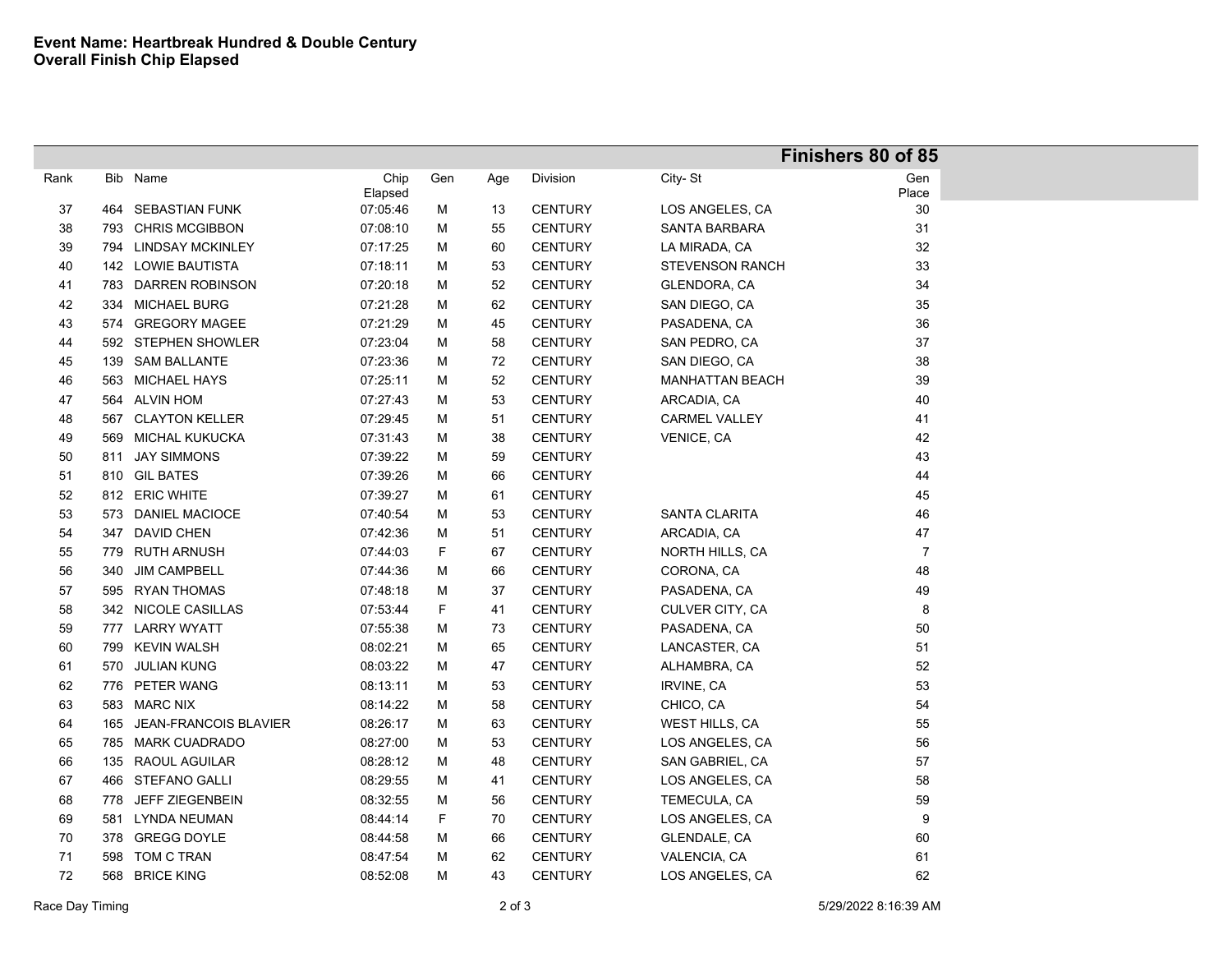**Event Name: Heartbreak Hundred & Double Century**
**Overall Finish Chip Elapsed**

**Finishers 80 of 85**

| Rank | Bib | Name | Chip Elapsed | Gen | Age | Division | City- St | Gen Place |
|---|---|---|---|---|---|---|---|---|
| 37 | 464 | SEBASTIAN FUNK | 07:05:46 | M | 13 | CENTURY | LOS ANGELES, CA | 30 |
| 38 | 793 | CHRIS MCGIBBON | 07:08:10 | M | 55 | CENTURY | SANTA BARBARA | 31 |
| 39 | 794 | LINDSAY MCKINLEY | 07:17:25 | M | 60 | CENTURY | LA MIRADA, CA | 32 |
| 40 | 142 | LOWIE BAUTISTA | 07:18:11 | M | 53 | CENTURY | STEVENSON RANCH | 33 |
| 41 | 783 | DARREN ROBINSON | 07:20:18 | M | 52 | CENTURY | GLENDORA, CA | 34 |
| 42 | 334 | MICHAEL BURG | 07:21:28 | M | 62 | CENTURY | SAN DIEGO, CA | 35 |
| 43 | 574 | GREGORY MAGEE | 07:21:29 | M | 45 | CENTURY | PASADENA, CA | 36 |
| 44 | 592 | STEPHEN SHOWLER | 07:23:04 | M | 58 | CENTURY | SAN PEDRO, CA | 37 |
| 45 | 139 | SAM BALLANTE | 07:23:36 | M | 72 | CENTURY | SAN DIEGO, CA | 38 |
| 46 | 563 | MICHAEL HAYS | 07:25:11 | M | 52 | CENTURY | MANHATTAN BEACH | 39 |
| 47 | 564 | ALVIN HOM | 07:27:43 | M | 53 | CENTURY | ARCADIA, CA | 40 |
| 48 | 567 | CLAYTON KELLER | 07:29:45 | M | 51 | CENTURY | CARMEL VALLEY | 41 |
| 49 | 569 | MICHAL KUKUCKA | 07:31:43 | M | 38 | CENTURY | VENICE, CA | 42 |
| 50 | 811 | JAY SIMMONS | 07:39:22 | M | 59 | CENTURY | | 43 |
| 51 | 810 | GIL BATES | 07:39:26 | M | 66 | CENTURY | | 44 |
| 52 | 812 | ERIC WHITE | 07:39:27 | M | 61 | CENTURY | | 45 |
| 53 | 573 | DANIEL MACIOCE | 07:40:54 | M | 53 | CENTURY | SANTA CLARITA | 46 |
| 54 | 347 | DAVID CHEN | 07:42:36 | M | 51 | CENTURY | ARCADIA, CA | 47 |
| 55 | 779 | RUTH ARNUSH | 07:44:03 | F | 67 | CENTURY | NORTH HILLS, CA | 7 |
| 56 | 340 | JIM CAMPBELL | 07:44:36 | M | 66 | CENTURY | CORONA, CA | 48 |
| 57 | 595 | RYAN THOMAS | 07:48:18 | M | 37 | CENTURY | PASADENA, CA | 49 |
| 58 | 342 | NICOLE CASILLAS | 07:53:44 | F | 41 | CENTURY | CULVER CITY, CA | 8 |
| 59 | 777 | LARRY WYATT | 07:55:38 | M | 73 | CENTURY | PASADENA, CA | 50 |
| 60 | 799 | KEVIN WALSH | 08:02:21 | M | 65 | CENTURY | LANCASTER, CA | 51 |
| 61 | 570 | JULIAN KUNG | 08:03:22 | M | 47 | CENTURY | ALHAMBRA, CA | 52 |
| 62 | 776 | PETER WANG | 08:13:11 | M | 53 | CENTURY | IRVINE, CA | 53 |
| 63 | 583 | MARC NIX | 08:14:22 | M | 58 | CENTURY | CHICO, CA | 54 |
| 64 | 165 | JEAN-FRANCOIS BLAVIER | 08:26:17 | M | 63 | CENTURY | WEST HILLS, CA | 55 |
| 65 | 785 | MARK CUADRADO | 08:27:00 | M | 53 | CENTURY | LOS ANGELES, CA | 56 |
| 66 | 135 | RAOUL AGUILAR | 08:28:12 | M | 48 | CENTURY | SAN GABRIEL, CA | 57 |
| 67 | 466 | STEFANO GALLI | 08:29:55 | M | 41 | CENTURY | LOS ANGELES, CA | 58 |
| 68 | 778 | JEFF ZIEGENBEIN | 08:32:55 | M | 56 | CENTURY | TEMECULA, CA | 59 |
| 69 | 581 | LYNDA NEUMAN | 08:44:14 | F | 70 | CENTURY | LOS ANGELES, CA | 9 |
| 70 | 378 | GREGG DOYLE | 08:44:58 | M | 66 | CENTURY | GLENDALE, CA | 60 |
| 71 | 598 | TOM C TRAN | 08:47:54 | M | 62 | CENTURY | VALENCIA, CA | 61 |
| 72 | 568 | BRICE KING | 08:52:08 | M | 43 | CENTURY | LOS ANGELES, CA | 62 |

Race Day Timing — 5/29/2022 8:16:39 AM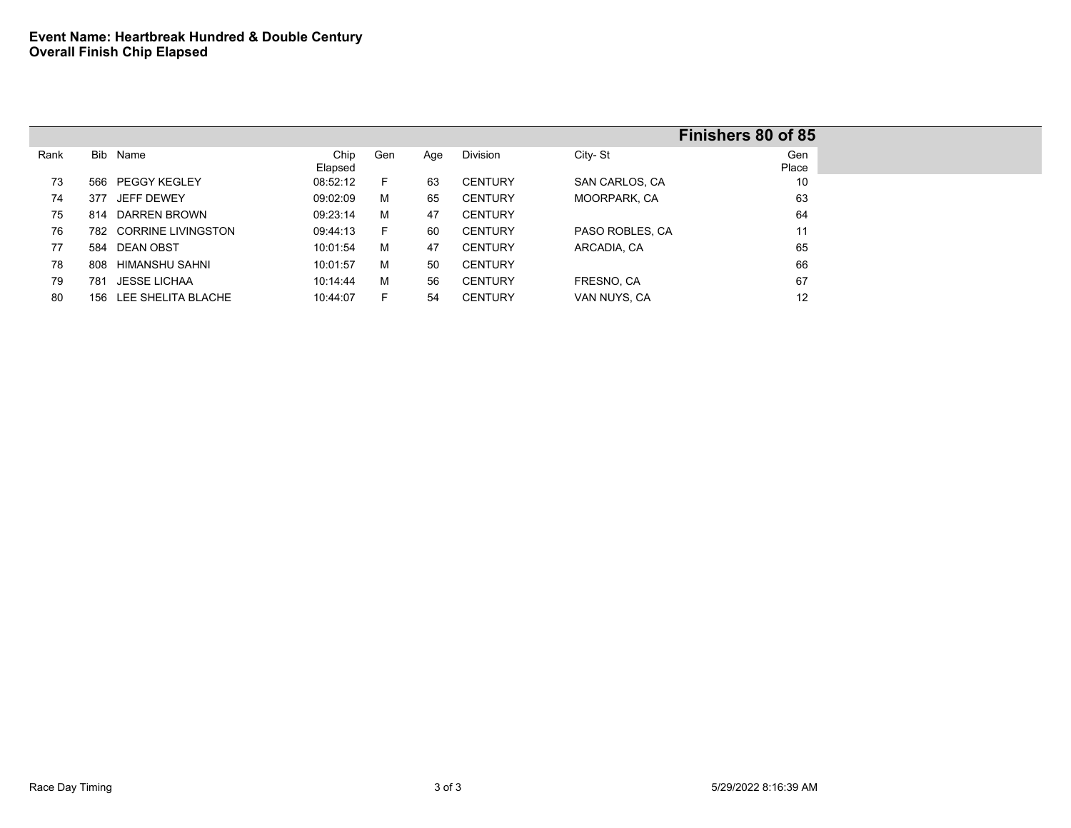**Event Name: Heartbreak Hundred & Double Century**
**Overall Finish Chip Elapsed**

**Finishers 80 of 85**

| Rank | Bib | Name | Chip Elapsed | Gen | Age | Division | City- St | Gen Place |
|---|---|---|---|---|---|---|---|---|
| 73 | 566 | PEGGY KEGLEY | 08:52:12 | F | 63 | CENTURY | SAN CARLOS, CA | 10 |
| 74 | 377 | JEFF DEWEY | 09:02:09 | M | 65 | CENTURY | MOORPARK, CA | 63 |
| 75 | 814 | DARREN BROWN | 09:23:14 | M | 47 | CENTURY | | 64 |
| 76 | 782 | CORRINE LIVINGSTON | 09:44:13 | F | 60 | CENTURY | PASO ROBLES, CA | 11 |
| 77 | 584 | DEAN OBST | 10:01:54 | M | 47 | CENTURY | ARCADIA, CA | 65 |
| 78 | 808 | HIMANSHU SAHNI | 10:01:57 | M | 50 | CENTURY | | 66 |
| 79 | 781 | JESSE LICHAA | 10:14:44 | M | 56 | CENTURY | FRESNO, CA | 67 |
| 80 | 156 | LEE SHELITA BLACHE | 10:44:07 | F | 54 | CENTURY | VAN NUYS, CA | 12 |

Race Day Timing 5/29/2022 8:16:39 AM